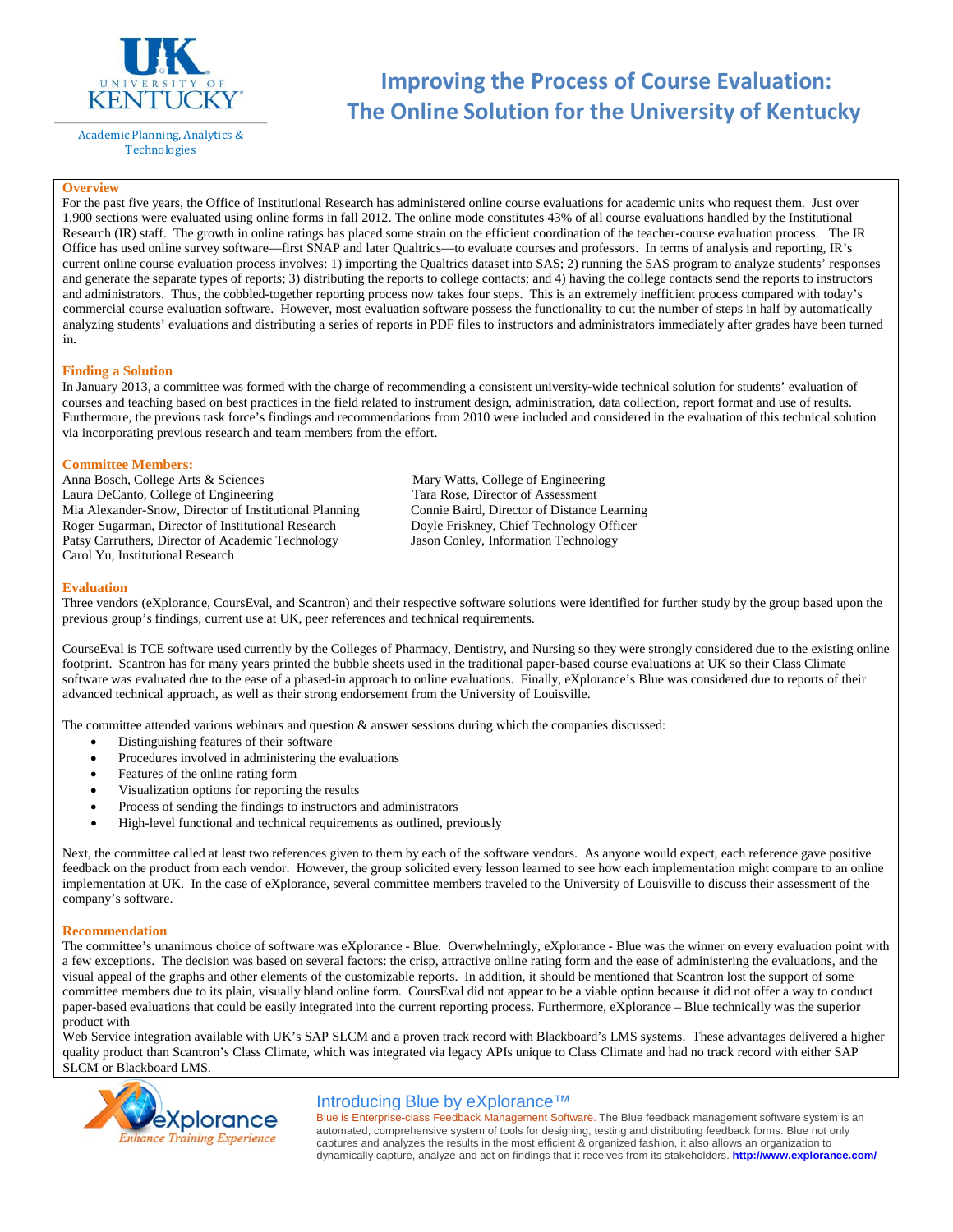University of Kentucky

Academic Planning, Analytics & Technologies

# Improving the Process of Course Evaluation: The Online Solution for the University of Kentucky

## Overview

For the past five years, the Office of Institutional Research has administered online course evaluations for academic units who request them. Just over 1,900 sections were evaluated using online forms in fall 2012. The online mode constitutes 43% of all course evaluations handled by the Institutional Research (IR) staff. The growth in online ratings has placed some strain on the efficient coordination of the teacher-course evaluation process. The IR Office has used online survey software—first SNAP and later Qualtrics—to evaluate courses and professors. In terms of analysis and reporting, IR's current online course evaluation process involves: 1) importing the Qualtrics dataset into SAS; 2) running the SAS program to analyze students' responses and generate the separate types of reports; 3) distributing the reports to college contacts; and 4) having the college contacts send the reports to instructors and administrators. Thus, the cobbled-together reporting process now takes four steps. This is an extremely inefficient process compared with today's commercial course evaluation software. However, most evaluation software possess the functionality to cut the number of steps in half by automatically analyzing students' evaluations and distributing a series of reports in PDF files to instructors and administrators immediately after grades have been turned in.

## Finding a Solution

In January 2013, a committee was formed with the charge of recommending a consistent university-wide technical solution for students' evaluation of courses and teaching based on best practices in the field related to instrument design, administration, data collection, report format and use of results. Furthermore, the previous task force's findings and recommendations from 2010 were included and considered in the evaluation of this technical solution via incorporating previous research and team members from the effort.

## Committee Members:

Anna Bosch, College Arts & Sciences
Laura DeCanto, College of Engineering
Mia Alexander-Snow, Director of Institutional Planning
Roger Sugarman, Director of Institutional Research
Patsy Carruthers, Director of Academic Technology
Carol Yu, Institutional Research
Mary Watts, College of Engineering
Tara Rose, Director of Assessment
Connie Baird, Director of Distance Learning
Doyle Friskney, Chief Technology Officer
Jason Conley, Information Technology

## Evaluation

Three vendors (eXplorance, CoursEval, and Scantron) and their respective software solutions were identified for further study by the group based upon the previous group's findings, current use at UK, peer references and technical requirements.

CourseEval is TCE software used currently by the Colleges of Pharmacy, Dentistry, and Nursing so they were strongly considered due to the existing online footprint. Scantron has for many years printed the bubble sheets used in the traditional paper-based course evaluations at UK so their Class Climate software was evaluated due to the ease of a phased-in approach to online evaluations. Finally, eXplorance's Blue was considered due to reports of their advanced technical approach, as well as their strong endorsement from the University of Louisville.

The committee attended various webinars and question & answer sessions during which the companies discussed:

- Distinguishing features of their software
- Procedures involved in administering the evaluations
- Features of the online rating form
- Visualization options for reporting the results
- Process of sending the findings to instructors and administrators
- High-level functional and technical requirements as outlined, previously

Next, the committee called at least two references given to them by each of the software vendors. As anyone would expect, each reference gave positive feedback on the product from each vendor. However, the group solicited every lesson learned to see how each implementation might compare to an online implementation at UK. In the case of eXplorance, several committee members traveled to the University of Louisville to discuss their assessment of the company's software.

## Recommendation

The committee's unanimous choice of software was eXplorance - Blue. Overwhelmingly, eXplorance - Blue was the winner on every evaluation point with a few exceptions. The decision was based on several factors: the crisp, attractive online rating form and the ease of administering the evaluations, and the visual appeal of the graphs and other elements of the customizable reports. In addition, it should be mentioned that Scantron lost the support of some committee members due to its plain, visually bland online form. CoursEval did not appear to be a viable option because it did not offer a way to conduct paper-based evaluations that could be easily integrated into the current reporting process. Furthermore, eXplorance – Blue technically was the superior product with
Web Service integration available with UK's SAP SLCM and a proven track record with Blackboard's LMS systems. These advantages delivered a higher quality product than Scantron's Class Climate, which was integrated via legacy APIs unique to Class Climate and had no track record with either SAP SLCM or Blackboard LMS.

eXplorance — Enhance Training Experience

### Introducing Blue by eXplorance™

Blue is Enterprise-class Feedback Management Software. The Blue feedback management software system is an automated, comprehensive system of tools for designing, testing and distributing feedback forms. Blue not only captures and analyzes the results in the most efficient & organized fashion, it also allows an organization to dynamically capture, analyze and act on findings that it receives from its stakeholders. **http://www.explorance.com/**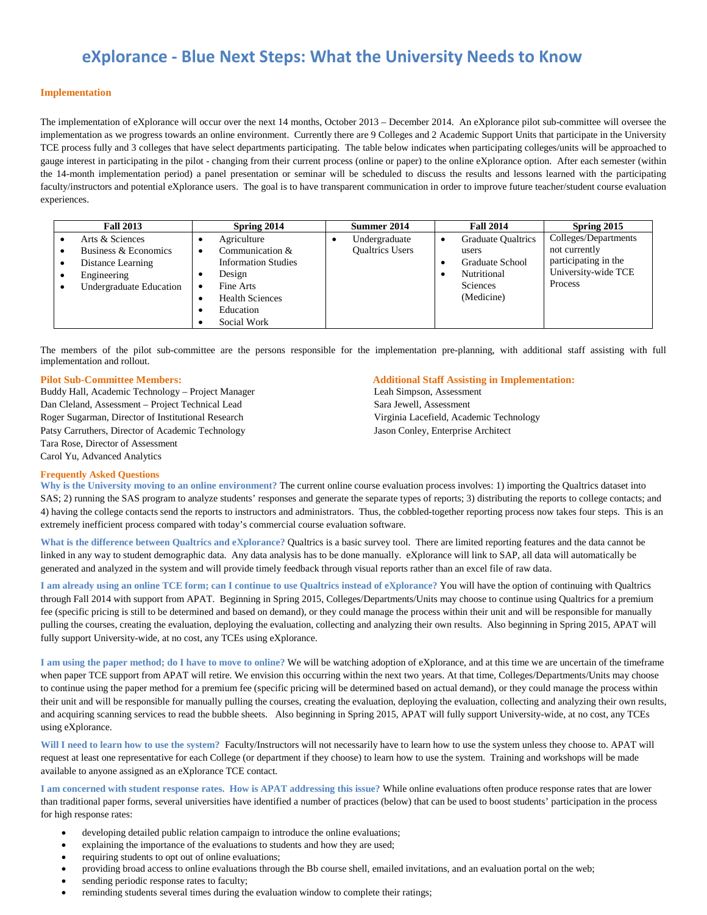# eXplorance - Blue Next Steps: What the University Needs to Know

## Implementation

The implementation of eXplorance will occur over the next 14 months, October 2013 – December 2014. An eXplorance pilot sub-committee will oversee the implementation as we progress towards an online environment. Currently there are 9 Colleges and 2 Academic Support Units that participate in the University TCE process fully and 3 colleges that have select departments participating. The table below indicates when participating colleges/units will be approached to gauge interest in participating in the pilot - changing from their current process (online or paper) to the online eXplorance option. After each semester (within the 14-month implementation period) a panel presentation or seminar will be scheduled to discuss the results and lessons learned with the participating faculty/instructors and potential eXplorance users. The goal is to have transparent communication in order to improve future teacher/student course evaluation experiences.

| Fall 2013 | Spring 2014 | Summer 2014 | Fall 2014 | Spring 2015 |
|---|---|---|---|---|
| • Arts & Sciences<br>• Business & Economics<br>• Distance Learning<br>• Engineering<br>• Undergraduate Education | • Agriculture<br>• Communication & Information Studies<br>• Design<br>• Fine Arts<br>• Health Sciences<br>• Education<br>• Social Work | • Undergraduate Qualtrics Users | • Graduate Qualtrics users<br>• Graduate School<br>• Nutritional Sciences (Medicine) | Colleges/Departments not currently participating in the University-wide TCE Process |

The members of the pilot sub-committee are the persons responsible for the implementation pre-planning, with additional staff assisting with full implementation and rollout.

**Pilot Sub-Committee Members:**

Buddy Hall, Academic Technology – Project Manager
Dan Cleland, Assessment – Project Technical Lead
Roger Sugarman, Director of Institutional Research
Patsy Carruthers, Director of Academic Technology
Tara Rose, Director of Assessment
Carol Yu, Advanced Analytics

**Additional Staff Assisting in Implementation:**

Leah Simpson, Assessment
Sara Jewell, Assessment
Virginia Lacefield, Academic Technology
Jason Conley, Enterprise Architect

## Frequently Asked Questions

**Why is the University moving to an online environment?** The current online course evaluation process involves: 1) importing the Qualtrics dataset into SAS; 2) running the SAS program to analyze students' responses and generate the separate types of reports; 3) distributing the reports to college contacts; and 4) having the college contacts send the reports to instructors and administrators. Thus, the cobbled-together reporting process now takes four steps. This is an extremely inefficient process compared with today's commercial course evaluation software.

**What is the difference between Qualtrics and eXplorance?** Qualtrics is a basic survey tool. There are limited reporting features and the data cannot be linked in any way to student demographic data. Any data analysis has to be done manually. eXplorance will link to SAP, all data will automatically be generated and analyzed in the system and will provide timely feedback through visual reports rather than an excel file of raw data.

**I am already using an online TCE form; can I continue to use Qualtrics instead of eXplorance?** You will have the option of continuing with Qualtrics through Fall 2014 with support from APAT. Beginning in Spring 2015, Colleges/Departments/Units may choose to continue using Qualtrics for a premium fee (specific pricing is still to be determined and based on demand), or they could manage the process within their unit and will be responsible for manually pulling the courses, creating the evaluation, deploying the evaluation, collecting and analyzing their own results. Also beginning in Spring 2015, APAT will fully support University-wide, at no cost, any TCEs using eXplorance.

**I am using the paper method; do I have to move to online?** We will be watching adoption of eXplorance, and at this time we are uncertain of the timeframe when paper TCE support from APAT will retire. We envision this occurring within the next two years. At that time, Colleges/Departments/Units may choose to continue using the paper method for a premium fee (specific pricing will be determined based on actual demand), or they could manage the process within their unit and will be responsible for manually pulling the courses, creating the evaluation, deploying the evaluation, collecting and analyzing their own results, and acquiring scanning services to read the bubble sheets. Also beginning in Spring 2015, APAT will fully support University-wide, at no cost, any TCEs using eXplorance.

**Will I need to learn how to use the system?** Faculty/Instructors will not necessarily have to learn how to use the system unless they choose to. APAT will request at least one representative for each College (or department if they choose) to learn how to use the system. Training and workshops will be made available to anyone assigned as an eXplorance TCE contact.

**I am concerned with student response rates. How is APAT addressing this issue?** While online evaluations often produce response rates that are lower than traditional paper forms, several universities have identified a number of practices (below) that can be used to boost students' participation in the process for high response rates:

- developing detailed public relation campaign to introduce the online evaluations;
- explaining the importance of the evaluations to students and how they are used;
- requiring students to opt out of online evaluations;
- providing broad access to online evaluations through the Bb course shell, emailed invitations, and an evaluation portal on the web;
- sending periodic response rates to faculty;
- reminding students several times during the evaluation window to complete their ratings;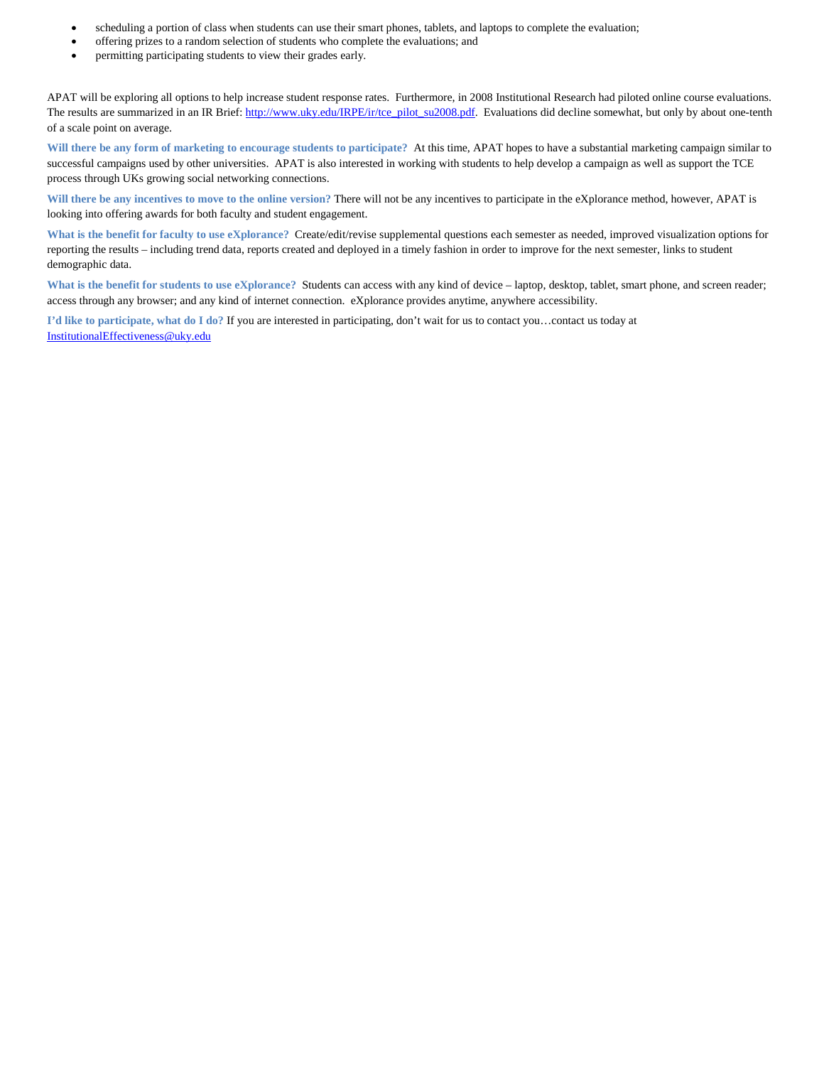- scheduling a portion of class when students can use their smart phones, tablets, and laptops to complete the evaluation;
- offering prizes to a random selection of students who complete the evaluations; and
- permitting participating students to view their grades early.

APAT will be exploring all options to help increase student response rates. Furthermore, in 2008 Institutional Research had piloted online course evaluations. The results are summarized in an IR Brief: [http://www.uky.edu/IRPE/ir/tce_pilot_su2008.pdf](http://www.uky.edu/IRPE/ir/tce_pilot_su2008.pdf). Evaluations did decline somewhat, but only by about one-tenth of a scale point on average.

**Will there be any form of marketing to encourage students to participate?** At this time, APAT hopes to have a substantial marketing campaign similar to successful campaigns used by other universities. APAT is also interested in working with students to help develop a campaign as well as support the TCE process through UKs growing social networking connections.

**Will there be any incentives to move to the online version?** There will not be any incentives to participate in the eXplorance method, however, APAT is looking into offering awards for both faculty and student engagement.

**What is the benefit for faculty to use eXplorance?** Create/edit/revise supplemental questions each semester as needed, improved visualization options for reporting the results – including trend data, reports created and deployed in a timely fashion in order to improve for the next semester, links to student demographic data.

**What is the benefit for students to use eXplorance?** Students can access with any kind of device – laptop, desktop, tablet, smart phone, and screen reader; access through any browser; and any kind of internet connection. eXplorance provides anytime, anywhere accessibility.

**I'd like to participate, what do I do?** If you are interested in participating, don't wait for us to contact you…contact us today at [InstitutionalEffectiveness@uky.edu](mailto:InstitutionalEffectiveness@uky.edu)